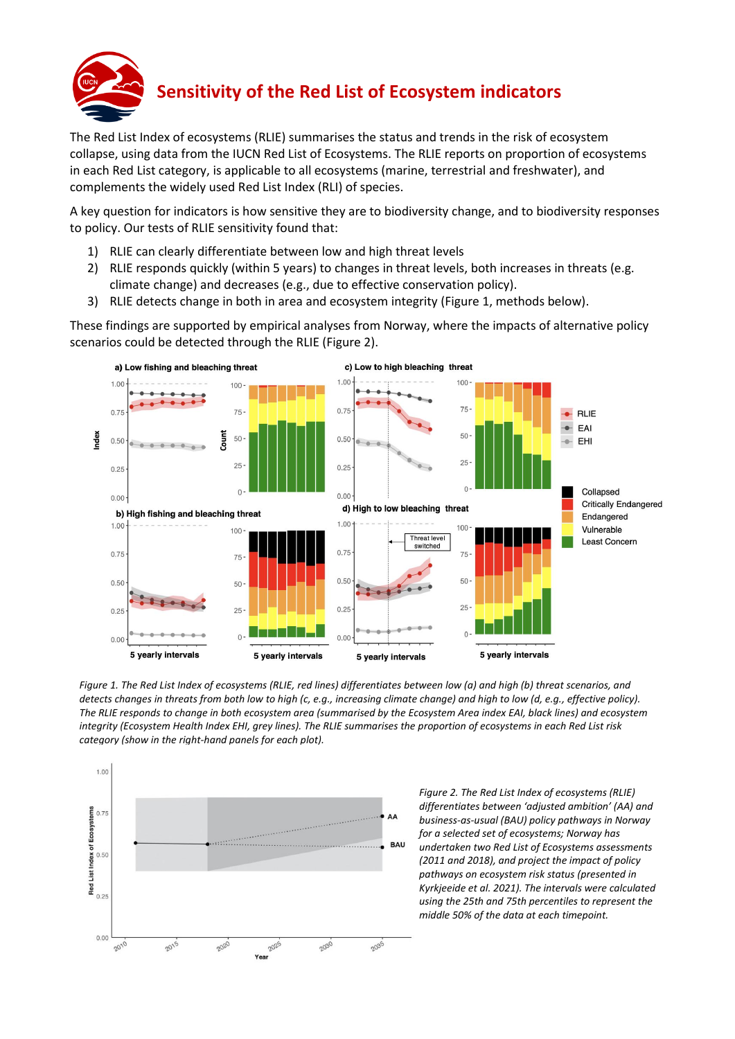# Sensitivity of the Red List of Ecosystem indicators

The Red List Index of ecosystems (RLIE) summarises the status and trends in the risk of ecosystem collapse, using data from the IUCN Red List of Ecosystems. The RLIE reports on proportion of ecosystems in each Red List category, is applicable to all ecosystems (marine, terrestrial and freshwater), and complements the widely used Red List Index (RLI) of species.

A key question for indicators is how sensitive they are to biodiversity change, and to biodiversity responses to policy. Our tests of RLIE sensitivity found that:

1) RLIE can clearly differentiate between low and high threat levels
2) RLIE responds quickly (within 5 years) to changes in threat levels, both increases in threats (e.g. climate change) and decreases (e.g., due to effective conservation policy).
3) RLIE detects change in both in area and ecosystem integrity (Figure 1, methods below).

These findings are supported by empirical analyses from Norway, where the impacts of alternative policy scenarios could be detected through the RLIE (Figure 2).

*Figure 1. The Red List Index of ecosystems (RLIE, red lines) differentiates between low (a) and high (b) threat scenarios, and detects changes in threats from both low to high (c, e.g., increasing climate change) and high to low (d, e.g., effective policy). The RLIE responds to change in both ecosystem area (summarised by the Ecosystem Area index EAI, black lines) and ecosystem integrity (Ecosystem Health Index EHI, grey lines). The RLIE summarises the proportion of ecosystems in each Red List risk category (show in the right-hand panels for each plot).*

*Figure 2. The Red List Index of ecosystems (RLIE) differentiates between 'adjusted ambition' (AA) and business-as-usual (BAU) policy pathways in Norway for a selected set of ecosystems; Norway has undertaken two Red List of Ecosystems assessments (2011 and 2018), and project the impact of policy pathways on ecosystem risk status (presented in Kyrkjeeide et al. 2021). The intervals were calculated using the 25th and 75th percentiles to represent the middle 50% of the data at each timepoint.*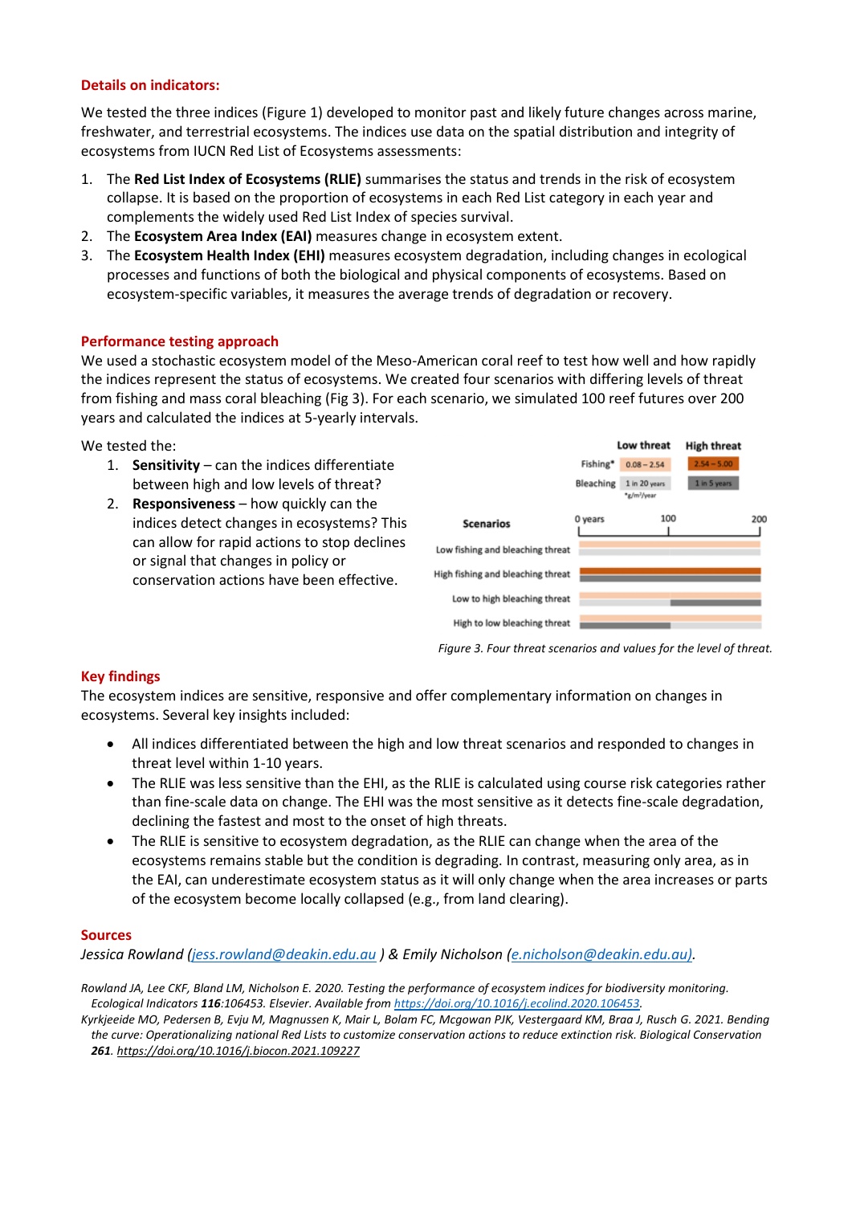**Details on indicators:**

We tested the three indices (Figure 1) developed to monitor past and likely future changes across marine, freshwater, and terrestrial ecosystems. The indices use data on the spatial distribution and integrity of ecosystems from IUCN Red List of Ecosystems assessments:

1. The **Red List Index of Ecosystems (RLIE)** summarises the status and trends in the risk of ecosystem collapse. It is based on the proportion of ecosystems in each Red List category in each year and complements the widely used Red List Index of species survival.
2. The **Ecosystem Area Index (EAI)** measures change in ecosystem extent.
3. The **Ecosystem Health Index (EHI)** measures ecosystem degradation, including changes in ecological processes and functions of both the biological and physical components of ecosystems. Based on ecosystem-specific variables, it measures the average trends of degradation or recovery.

**Performance testing approach**

We used a stochastic ecosystem model of the Meso-American coral reef to test how well and how rapidly the indices represent the status of ecosystems. We created four scenarios with differing levels of threat from fishing and mass coral bleaching (Fig 3). For each scenario, we simulated 100 reef futures over 200 years and calculated the indices at 5-yearly intervals.

We tested the:

1. **Sensitivity** – can the indices differentiate between high and low levels of threat?
2. **Responsiveness** – how quickly can the indices detect changes in ecosystems? This can allow for rapid actions to stop declines or signal that changes in policy or conservation actions have been effective.

Low threat
High threat
Fishing*
0.08 – 2.54
2.54 – 5.00
Bleaching
1 in 20 years
1 in 5 years
*g/m²/year

Scenarios
0 years
100
200
Low fishing and bleaching threat
High fishing and bleaching threat
Low to high bleaching threat
High to low bleaching threat

*Figure 3. Four threat scenarios and values for the level of threat.*

**Key findings**

The ecosystem indices are sensitive, responsive and offer complementary information on changes in ecosystems. Several key insights included:

- All indices differentiated between the high and low threat scenarios and responded to changes in threat level within 1-10 years.
- The RLIE was less sensitive than the EHI, as the RLIE is calculated using course risk categories rather than fine-scale data on change. The EHI was the most sensitive as it detects fine-scale degradation, declining the fastest and most to the onset of high threats.
- The RLIE is sensitive to ecosystem degradation, as the RLIE can change when the area of the ecosystems remains stable but the condition is degrading. In contrast, measuring only area, as in the EAI, can underestimate ecosystem status as it will only change when the area increases or parts of the ecosystem become locally collapsed (e.g., from land clearing).

**Sources**

*Jessica Rowland (jess.rowland@deakin.edu.au ) & Emily Nicholson (e.nicholson@deakin.edu.au).*

*Rowland JA, Lee CKF, Bland LM, Nicholson E. 2020. Testing the performance of ecosystem indices for biodiversity monitoring. Ecological Indicators **116**:106453. Elsevier. Available from https://doi.org/10.1016/j.ecolind.2020.106453.*

*Kyrkjeeide MO, Pedersen B, Evju M, Magnussen K, Mair L, Bolam FC, Mcgowan PJK, Vestergaard KM, Braa J, Rusch G. 2021. Bending the curve: Operationalizing national Red Lists to customize conservation actions to reduce extinction risk. Biological Conservation **261**. https://doi.org/10.1016/j.biocon.2021.109227*